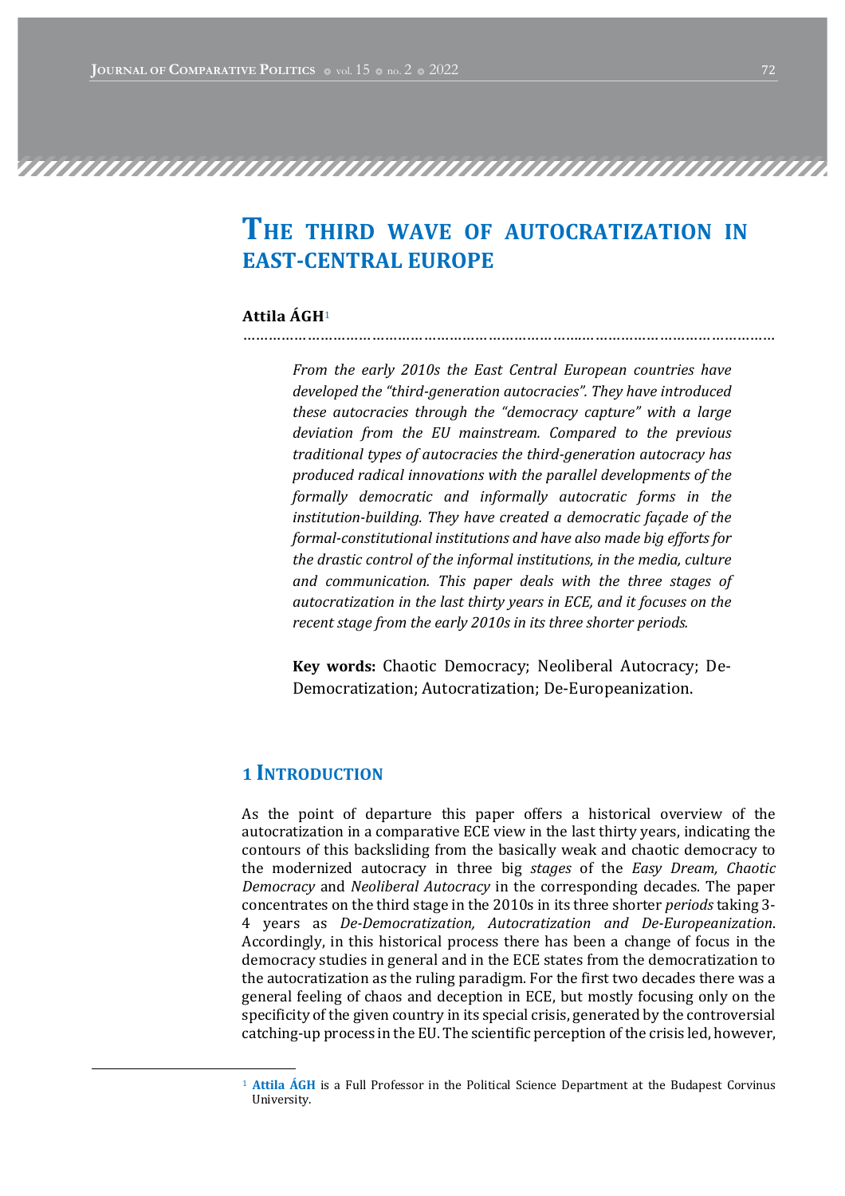# The third wave of autocratization in East-Central Europe

**Attila ÁGH**[1]

*From the early 2010s the East Central European countries have developed the "third-generation autocracies". They have introduced these autocracies through the "democracy capture" with a large deviation from the EU mainstream. Compared to the previous traditional types of autocracies the third-generation autocracy has produced radical innovations with the parallel developments of the formally democratic and informally autocratic forms in the institution-building. They have created a democratic façade of the formal-constitutional institutions and have also made big efforts for the drastic control of the informal institutions, in the media, culture and communication. This paper deals with the three stages of autocratization in the last thirty years in ECE, and it focuses on the recent stage from the early 2010s in its three shorter periods.*

**Key words:** Chaotic Democracy; Neoliberal Autocracy; De-Democratization; Autocratization; De-Europeanization.

## 1 Introduction

As the point of departure this paper offers a historical overview of the autocratization in a comparative ECE view in the last thirty years, indicating the contours of this backsliding from the basically weak and chaotic democracy to the modernized autocracy in three big *stages* of the *Easy Dream, Chaotic Democracy* and *Neoliberal Autocracy* in the corresponding decades. The paper concentrates on the third stage in the 2010s in its three shorter *periods* taking 3-4 years as *De-Democratization, Autocratization and De-Europeanization*. Accordingly, in this historical process there has been a change of focus in the democracy studies in general and in the ECE states from the democratization to the autocratization as the ruling paradigm. For the first two decades there was a general feeling of chaos and deception in ECE, but mostly focusing only on the specificity of the given country in its special crisis, generated by the controversial catching-up process in the EU. The scientific perception of the crisis led, however,

[1] **Attila ÁGH** is a Full Professor in the Political Science Department at the Budapest Corvinus University.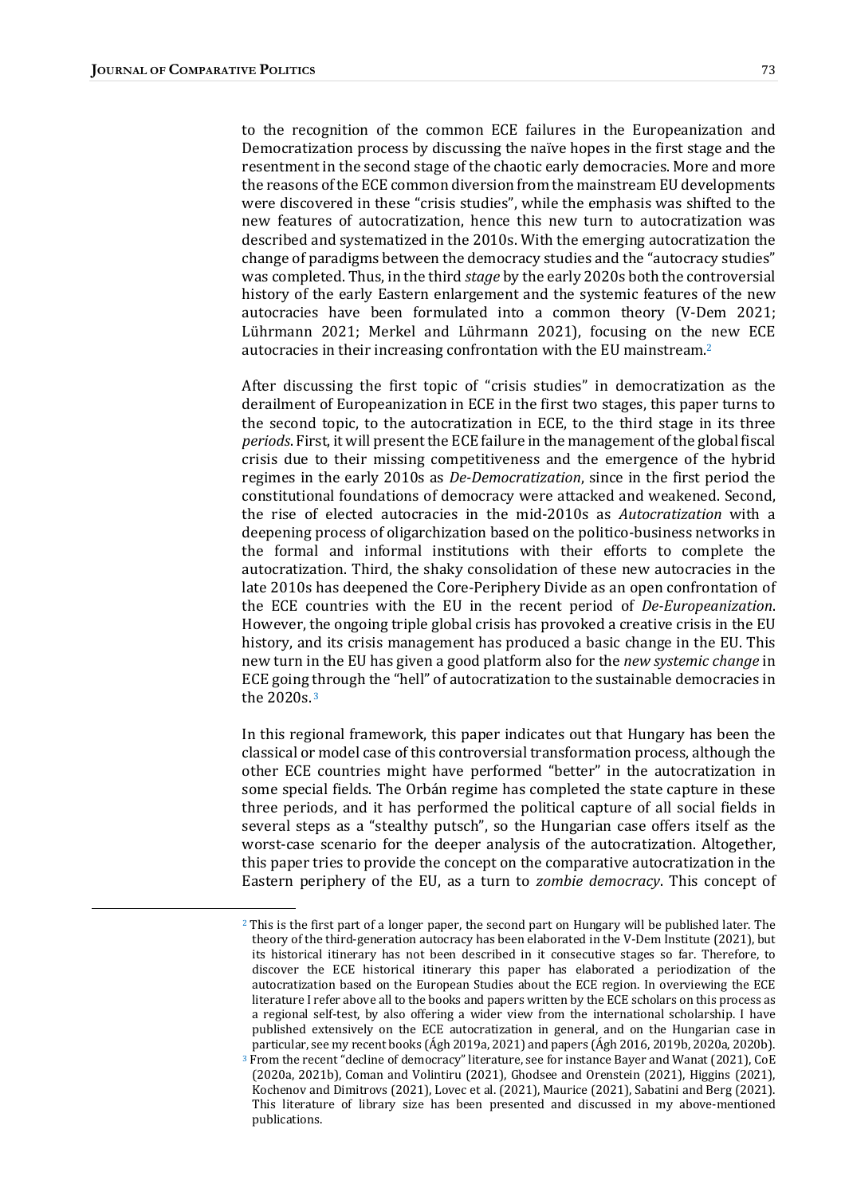to the recognition of the common ECE failures in the Europeanization and Democratization process by discussing the naïve hopes in the first stage and the resentment in the second stage of the chaotic early democracies. More and more the reasons of the ECE common diversion from the mainstream EU developments were discovered in these "crisis studies", while the emphasis was shifted to the new features of autocratization, hence this new turn to autocratization was described and systematized in the 2010s. With the emerging autocratization the change of paradigms between the democracy studies and the "autocracy studies" was completed. Thus, in the third *stage* by the early 2020s both the controversial history of the early Eastern enlargement and the systemic features of the new autocracies have been formulated into a common theory (V-Dem 2021; Lührmann 2021; Merkel and Lührmann 2021), focusing on the new ECE autocracies in their increasing confrontation with the EU mainstream.[2]

After discussing the first topic of "crisis studies" in democratization as the derailment of Europeanization in ECE in the first two stages, this paper turns to the second topic, to the autocratization in ECE, to the third stage in its three *periods*. First, it will present the ECE failure in the management of the global fiscal crisis due to their missing competitiveness and the emergence of the hybrid regimes in the early 2010s as *De-Democratization*, since in the first period the constitutional foundations of democracy were attacked and weakened. Second, the rise of elected autocracies in the mid-2010s as *Autocratization* with a deepening process of oligarchization based on the politico-business networks in the formal and informal institutions with their efforts to complete the autocratization. Third, the shaky consolidation of these new autocracies in the late 2010s has deepened the Core-Periphery Divide as an open confrontation of the ECE countries with the EU in the recent period of *De-Europeanization*. However, the ongoing triple global crisis has provoked a creative crisis in the EU history, and its crisis management has produced a basic change in the EU. This new turn in the EU has given a good platform also for the *new systemic change* in ECE going through the "hell" of autocratization to the sustainable democracies in the 2020s.[3]

In this regional framework, this paper indicates out that Hungary has been the classical or model case of this controversial transformation process, although the other ECE countries might have performed "better" in the autocratization in some special fields. The Orbán regime has completed the state capture in these three periods, and it has performed the political capture of all social fields in several steps as a "stealthy putsch", so the Hungarian case offers itself as the worst-case scenario for the deeper analysis of the autocratization. Altogether, this paper tries to provide the concept on the comparative autocratization in the Eastern periphery of the EU, as a turn to *zombie democracy*. This concept of

---

[2] This is the first part of a longer paper, the second part on Hungary will be published later. The theory of the third-generation autocracy has been elaborated in the V-Dem Institute (2021), but its historical itinerary has not been described in it consecutive stages so far. Therefore, to discover the ECE historical itinerary this paper has elaborated a periodization of the autocratization based on the European Studies about the ECE region. In overviewing the ECE literature I refer above all to the books and papers written by the ECE scholars on this process as a regional self-test, by also offering a wider view from the international scholarship. I have published extensively on the ECE autocratization in general, and on the Hungarian case in particular, see my recent books (Ágh 2019a, 2021) and papers (Ágh 2016, 2019b, 2020a, 2020b).

[3] From the recent "decline of democracy" literature, see for instance Bayer and Wanat (2021), CoE (2020a, 2021b), Coman and Volintiru (2021), Ghodsee and Orenstein (2021), Higgins (2021), Kochenov and Dimitrovs (2021), Lovec et al. (2021), Maurice (2021), Sabatini and Berg (2021). This literature of library size has been presented and discussed in my above-mentioned publications.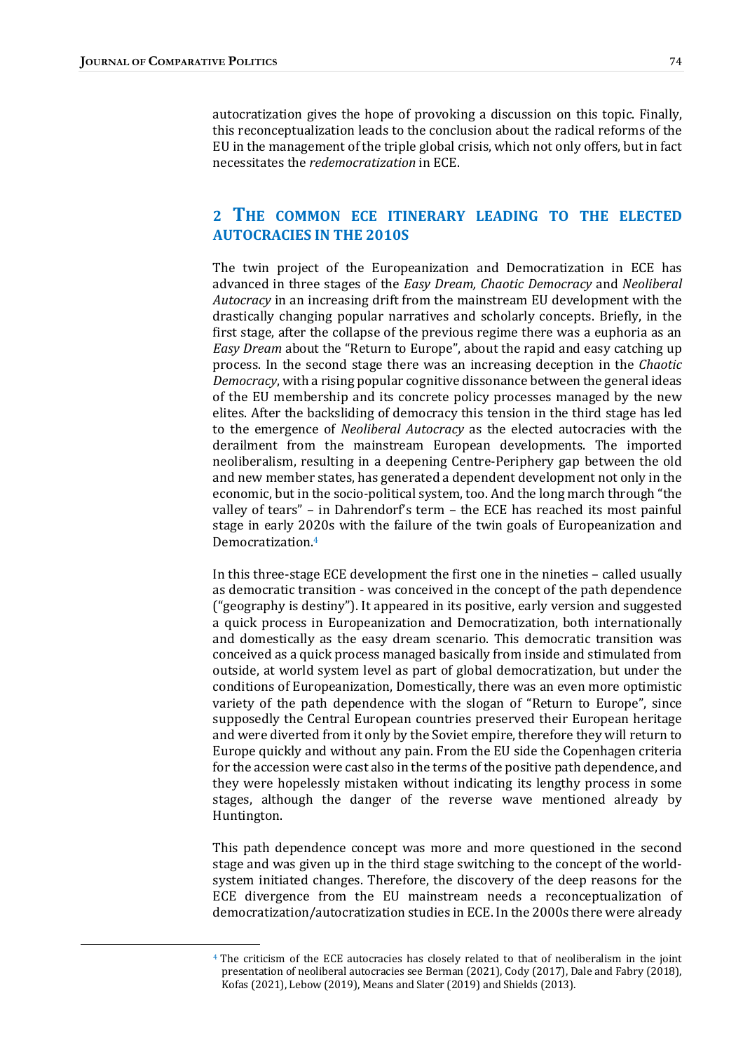autocratization gives the hope of provoking a discussion on this topic. Finally, this reconceptualization leads to the conclusion about the radical reforms of the EU in the management of the triple global crisis, which not only offers, but in fact necessitates the *redemocratization* in ECE.

## 2 The common ECE itinerary leading to the elected autocracies in the 2010s

The twin project of the Europeanization and Democratization in ECE has advanced in three stages of the *Easy Dream, Chaotic Democracy* and *Neoliberal Autocracy* in an increasing drift from the mainstream EU development with the drastically changing popular narratives and scholarly concepts. Briefly, in the first stage, after the collapse of the previous regime there was a euphoria as an *Easy Dream* about the "Return to Europe", about the rapid and easy catching up process. In the second stage there was an increasing deception in the *Chaotic Democracy*, with a rising popular cognitive dissonance between the general ideas of the EU membership and its concrete policy processes managed by the new elites. After the backsliding of democracy this tension in the third stage has led to the emergence of *Neoliberal Autocracy* as the elected autocracies with the derailment from the mainstream European developments. The imported neoliberalism, resulting in a deepening Centre-Periphery gap between the old and new member states, has generated a dependent development not only in the economic, but in the socio-political system, too. And the long march through "the valley of tears" – in Dahrendorf's term – the ECE has reached its most painful stage in early 2020s with the failure of the twin goals of Europeanization and Democratization.[4]

In this three-stage ECE development the first one in the nineties – called usually as democratic transition - was conceived in the concept of the path dependence ("geography is destiny"). It appeared in its positive, early version and suggested a quick process in Europeanization and Democratization, both internationally and domestically as the easy dream scenario. This democratic transition was conceived as a quick process managed basically from inside and stimulated from outside, at world system level as part of global democratization, but under the conditions of Europeanization, Domestically, there was an even more optimistic variety of the path dependence with the slogan of "Return to Europe", since supposedly the Central European countries preserved their European heritage and were diverted from it only by the Soviet empire, therefore they will return to Europe quickly and without any pain. From the EU side the Copenhagen criteria for the accession were cast also in the terms of the positive path dependence, and they were hopelessly mistaken without indicating its lengthy process in some stages, although the danger of the reverse wave mentioned already by Huntington.

This path dependence concept was more and more questioned in the second stage and was given up in the third stage switching to the concept of the world-system initiated changes. Therefore, the discovery of the deep reasons for the ECE divergence from the EU mainstream needs a reconceptualization of democratization/autocratization studies in ECE. In the 2000s there were already

[4] The criticism of the ECE autocracies has closely related to that of neoliberalism in the joint presentation of neoliberal autocracies see Berman (2021), Cody (2017), Dale and Fabry (2018), Kofas (2021), Lebow (2019), Means and Slater (2019) and Shields (2013).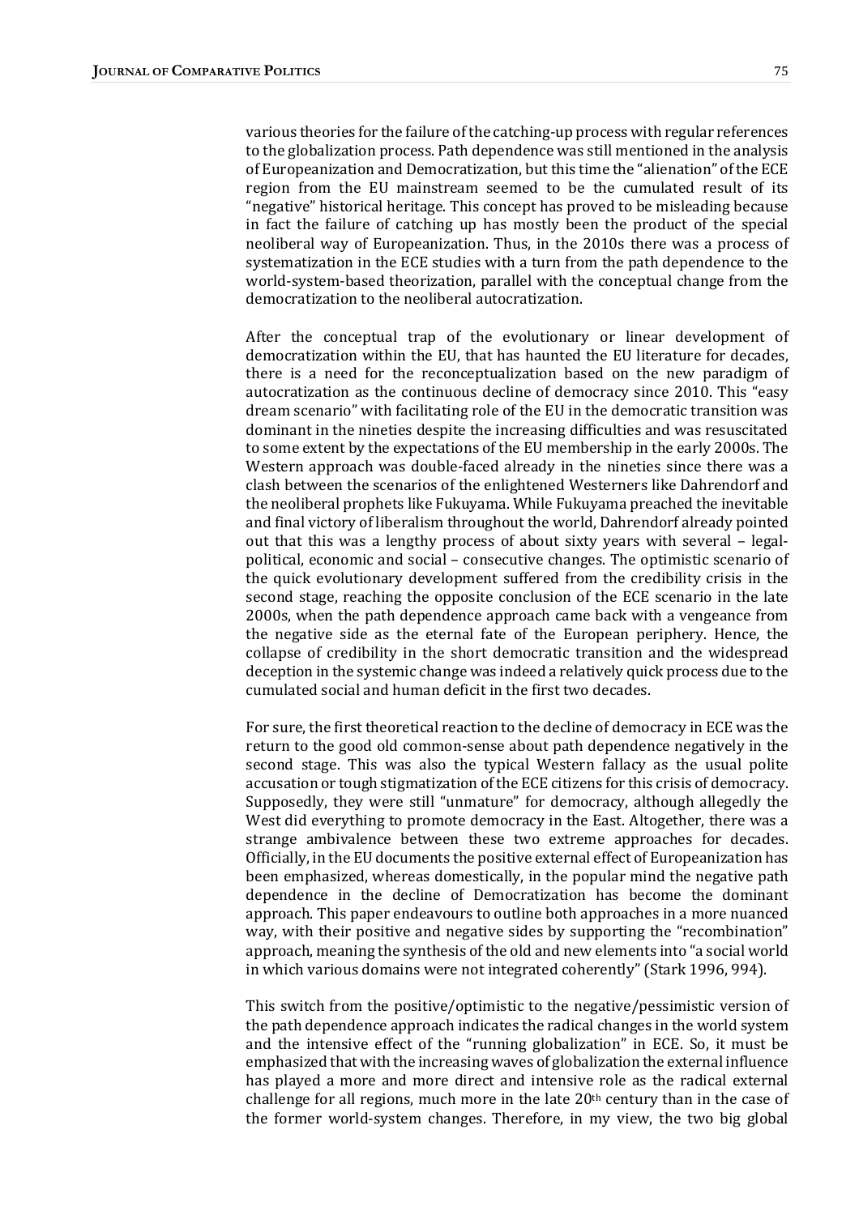various theories for the failure of the catching-up process with regular references to the globalization process. Path dependence was still mentioned in the analysis of Europeanization and Democratization, but this time the "alienation" of the ECE region from the EU mainstream seemed to be the cumulated result of its "negative" historical heritage. This concept has proved to be misleading because in fact the failure of catching up has mostly been the product of the special neoliberal way of Europeanization. Thus, in the 2010s there was a process of systematization in the ECE studies with a turn from the path dependence to the world-system-based theorization, parallel with the conceptual change from the democratization to the neoliberal autocratization.

After the conceptual trap of the evolutionary or linear development of democratization within the EU, that has haunted the EU literature for decades, there is a need for the reconceptualization based on the new paradigm of autocratization as the continuous decline of democracy since 2010. This "easy dream scenario" with facilitating role of the EU in the democratic transition was dominant in the nineties despite the increasing difficulties and was resuscitated to some extent by the expectations of the EU membership in the early 2000s. The Western approach was double-faced already in the nineties since there was a clash between the scenarios of the enlightened Westerners like Dahrendorf and the neoliberal prophets like Fukuyama. While Fukuyama preached the inevitable and final victory of liberalism throughout the world, Dahrendorf already pointed out that this was a lengthy process of about sixty years with several – legal-political, economic and social – consecutive changes. The optimistic scenario of the quick evolutionary development suffered from the credibility crisis in the second stage, reaching the opposite conclusion of the ECE scenario in the late 2000s, when the path dependence approach came back with a vengeance from the negative side as the eternal fate of the European periphery. Hence, the collapse of credibility in the short democratic transition and the widespread deception in the systemic change was indeed a relatively quick process due to the cumulated social and human deficit in the first two decades.

For sure, the first theoretical reaction to the decline of democracy in ECE was the return to the good old common-sense about path dependence negatively in the second stage. This was also the typical Western fallacy as the usual polite accusation or tough stigmatization of the ECE citizens for this crisis of democracy. Supposedly, they were still "unmature" for democracy, although allegedly the West did everything to promote democracy in the East. Altogether, there was a strange ambivalence between these two extreme approaches for decades. Officially, in the EU documents the positive external effect of Europeanization has been emphasized, whereas domestically, in the popular mind the negative path dependence in the decline of Democratization has become the dominant approach. This paper endeavours to outline both approaches in a more nuanced way, with their positive and negative sides by supporting the "recombination" approach, meaning the synthesis of the old and new elements into "a social world in which various domains were not integrated coherently" (Stark 1996, 994).

This switch from the positive/optimistic to the negative/pessimistic version of the path dependence approach indicates the radical changes in the world system and the intensive effect of the "running globalization" in ECE. So, it must be emphasized that with the increasing waves of globalization the external influence has played a more and more direct and intensive role as the radical external challenge for all regions, much more in the late 20th century than in the case of the former world-system changes. Therefore, in my view, the two big global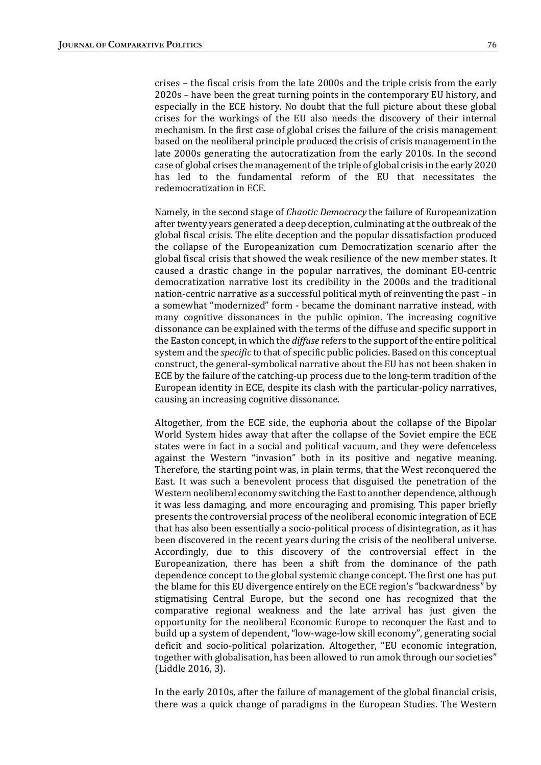crises – the fiscal crisis from the late 2000s and the triple crisis from the early 2020s – have been the great turning points in the contemporary EU history, and especially in the ECE history. No doubt that the full picture about these global crises for the workings of the EU also needs the discovery of their internal mechanism. In the first case of global crises the failure of the crisis management based on the neoliberal principle produced the crisis of crisis management in the late 2000s generating the autocratization from the early 2010s. In the second case of global crises the management of the triple of global crisis in the early 2020 has led to the fundamental reform of the EU that necessitates the redemocratization in ECE.

Namely, in the second stage of *Chaotic Democracy* the failure of Europeanization after twenty years generated a deep deception, culminating at the outbreak of the global fiscal crisis. The elite deception and the popular dissatisfaction produced the collapse of the Europeanization cum Democratization scenario after the global fiscal crisis that showed the weak resilience of the new member states. It caused a drastic change in the popular narratives, the dominant EU-centric democratization narrative lost its credibility in the 2000s and the traditional nation-centric narrative as a successful political myth of reinventing the past – in a somewhat "modernized" form - became the dominant narrative instead, with many cognitive dissonances in the public opinion. The increasing cognitive dissonance can be explained with the terms of the diffuse and specific support in the Easton concept, in which the *diffuse* refers to the support of the entire political system and the *specific* to that of specific public policies. Based on this conceptual construct, the general-symbolical narrative about the EU has not been shaken in ECE by the failure of the catching-up process due to the long-term tradition of the European identity in ECE, despite its clash with the particular-policy narratives, causing an increasing cognitive dissonance.

Altogether, from the ECE side, the euphoria about the collapse of the Bipolar World System hides away that after the collapse of the Soviet empire the ECE states were in fact in a social and political vacuum, and they were defenceless against the Western "invasion" both in its positive and negative meaning. Therefore, the starting point was, in plain terms, that the West reconquered the East. It was such a benevolent process that disguised the penetration of the Western neoliberal economy switching the East to another dependence, although it was less damaging, and more encouraging and promising. This paper briefly presents the controversial process of the neoliberal economic integration of ECE that has also been essentially a socio-political process of disintegration, as it has been discovered in the recent years during the crisis of the neoliberal universe. Accordingly, due to this discovery of the controversial effect in the Europeanization, there has been a shift from the dominance of the path dependence concept to the global systemic change concept. The first one has put the blame for this EU divergence entirely on the ECE region's "backwardness" by stigmatising Central Europe, but the second one has recognized that the comparative regional weakness and the late arrival has just given the opportunity for the neoliberal Economic Europe to reconquer the East and to build up a system of dependent, "low-wage-low skill economy", generating social deficit and socio-political polarization. Altogether, "EU economic integration, together with globalisation, has been allowed to run amok through our societies" (Liddle 2016, 3).

In the early 2010s, after the failure of management of the global financial crisis, there was a quick change of paradigms in the European Studies. The Western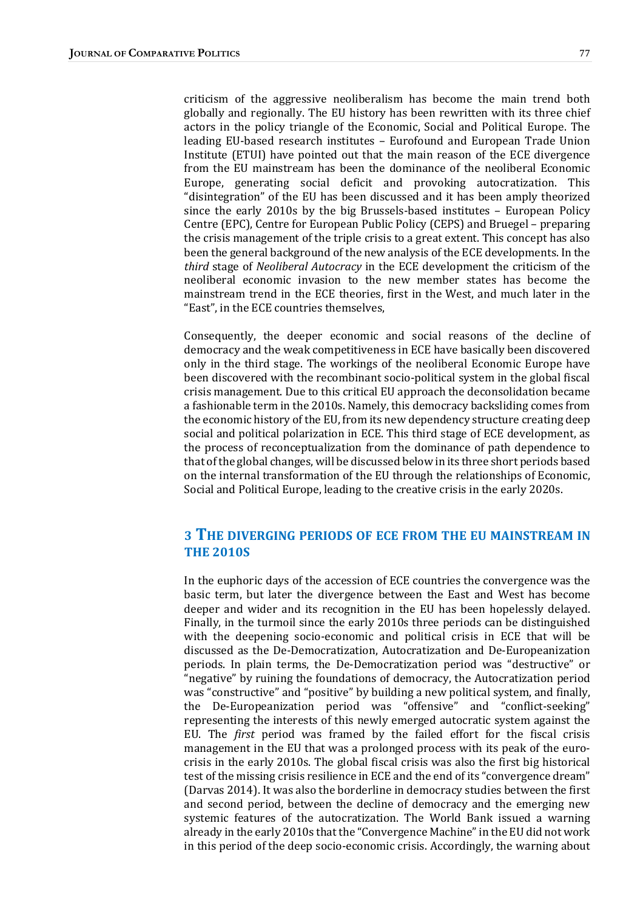criticism of the aggressive neoliberalism has become the main trend both globally and regionally. The EU history has been rewritten with its three chief actors in the policy triangle of the Economic, Social and Political Europe. The leading EU-based research institutes – Eurofound and European Trade Union Institute (ETUI) have pointed out that the main reason of the ECE divergence from the EU mainstream has been the dominance of the neoliberal Economic Europe, generating social deficit and provoking autocratization. This "disintegration" of the EU has been discussed and it has been amply theorized since the early 2010s by the big Brussels-based institutes – European Policy Centre (EPC), Centre for European Public Policy (CEPS) and Bruegel – preparing the crisis management of the triple crisis to a great extent. This concept has also been the general background of the new analysis of the ECE developments. In the *third* stage of *Neoliberal Autocracy* in the ECE development the criticism of the neoliberal economic invasion to the new member states has become the mainstream trend in the ECE theories, first in the West, and much later in the "East", in the ECE countries themselves,

Consequently, the deeper economic and social reasons of the decline of democracy and the weak competitiveness in ECE have basically been discovered only in the third stage. The workings of the neoliberal Economic Europe have been discovered with the recombinant socio-political system in the global fiscal crisis management. Due to this critical EU approach the deconsolidation became a fashionable term in the 2010s. Namely, this democracy backsliding comes from the economic history of the EU, from its new dependency structure creating deep social and political polarization in ECE. This third stage of ECE development, as the process of reconceptualization from the dominance of path dependence to that of the global changes, will be discussed below in its three short periods based on the internal transformation of the EU through the relationships of Economic, Social and Political Europe, leading to the creative crisis in the early 2020s.

## 3 The diverging periods of ECE from the EU mainstream in the 2010s

In the euphoric days of the accession of ECE countries the convergence was the basic term, but later the divergence between the East and West has become deeper and wider and its recognition in the EU has been hopelessly delayed. Finally, in the turmoil since the early 2010s three periods can be distinguished with the deepening socio-economic and political crisis in ECE that will be discussed as the De-Democratization, Autocratization and De-Europeanization periods. In plain terms, the De-Democratization period was "destructive" or "negative" by ruining the foundations of democracy, the Autocratization period was "constructive" and "positive" by building a new political system, and finally, the De-Europeanization period was "offensive" and "conflict-seeking" representing the interests of this newly emerged autocratic system against the EU. The *first* period was framed by the failed effort for the fiscal crisis management in the EU that was a prolonged process with its peak of the euro-crisis in the early 2010s. The global fiscal crisis was also the first big historical test of the missing crisis resilience in ECE and the end of its "convergence dream" (Darvas 2014). It was also the borderline in democracy studies between the first and second period, between the decline of democracy and the emerging new systemic features of the autocratization. The World Bank issued a warning already in the early 2010s that the "Convergence Machine" in the EU did not work in this period of the deep socio-economic crisis. Accordingly, the warning about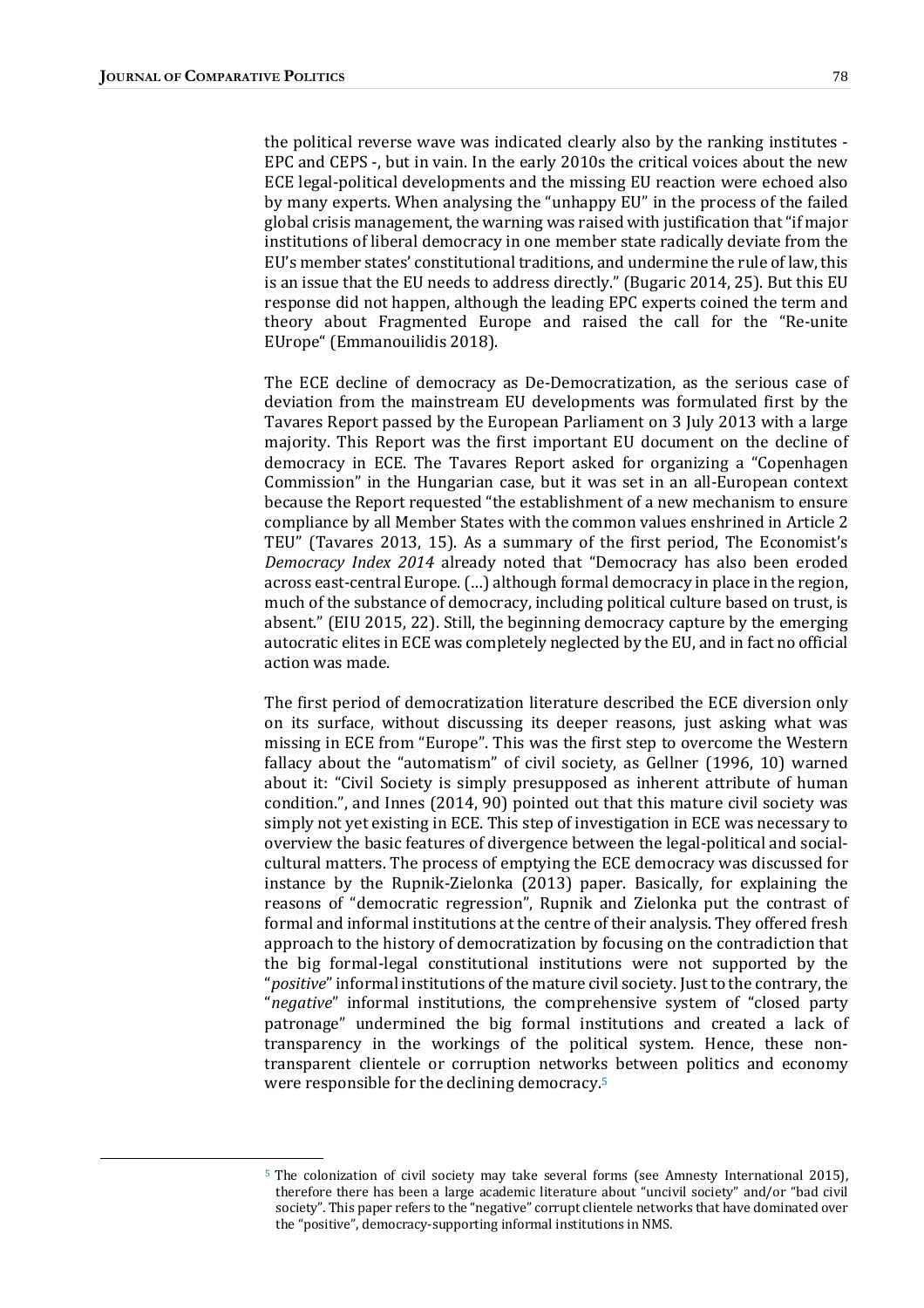the political reverse wave was indicated clearly also by the ranking institutes - EPC and CEPS -, but in vain. In the early 2010s the critical voices about the new ECE legal-political developments and the missing EU reaction were echoed also by many experts. When analysing the "unhappy EU" in the process of the failed global crisis management, the warning was raised with justification that "if major institutions of liberal democracy in one member state radically deviate from the EU's member states' constitutional traditions, and undermine the rule of law, this is an issue that the EU needs to address directly." (Bugaric 2014, 25). But this EU response did not happen, although the leading EPC experts coined the term and theory about Fragmented Europe and raised the call for the "Re-unite EUrope" (Emmanouilidis 2018).

The ECE decline of democracy as De-Democratization, as the serious case of deviation from the mainstream EU developments was formulated first by the Tavares Report passed by the European Parliament on 3 July 2013 with a large majority. This Report was the first important EU document on the decline of democracy in ECE. The Tavares Report asked for organizing a "Copenhagen Commission" in the Hungarian case, but it was set in an all-European context because the Report requested "the establishment of a new mechanism to ensure compliance by all Member States with the common values enshrined in Article 2 TEU" (Tavares 2013, 15). As a summary of the first period, The Economist's *Democracy Index 2014* already noted that "Democracy has also been eroded across east-central Europe. (…) although formal democracy in place in the region, much of the substance of democracy, including political culture based on trust, is absent." (EIU 2015, 22). Still, the beginning democracy capture by the emerging autocratic elites in ECE was completely neglected by the EU, and in fact no official action was made.

The first period of democratization literature described the ECE diversion only on its surface, without discussing its deeper reasons, just asking what was missing in ECE from "Europe". This was the first step to overcome the Western fallacy about the "automatism" of civil society, as Gellner (1996, 10) warned about it: "Civil Society is simply presupposed as inherent attribute of human condition.", and Innes (2014, 90) pointed out that this mature civil society was simply not yet existing in ECE. This step of investigation in ECE was necessary to overview the basic features of divergence between the legal-political and social-cultural matters. The process of emptying the ECE democracy was discussed for instance by the Rupnik-Zielonka (2013) paper. Basically, for explaining the reasons of "democratic regression", Rupnik and Zielonka put the contrast of formal and informal institutions at the centre of their analysis. They offered fresh approach to the history of democratization by focusing on the contradiction that the big formal-legal constitutional institutions were not supported by the "*positive*" informal institutions of the mature civil society. Just to the contrary, the "*negative*" informal institutions, the comprehensive system of "closed party patronage" undermined the big formal institutions and created a lack of transparency in the workings of the political system. Hence, these non-transparent clientele or corruption networks between politics and economy were responsible for the declining democracy.[5]

[5] The colonization of civil society may take several forms (see Amnesty International 2015), therefore there has been a large academic literature about "uncivil society" and/or "bad civil society". This paper refers to the "negative" corrupt clientele networks that have dominated over the "positive", democracy-supporting informal institutions in NMS.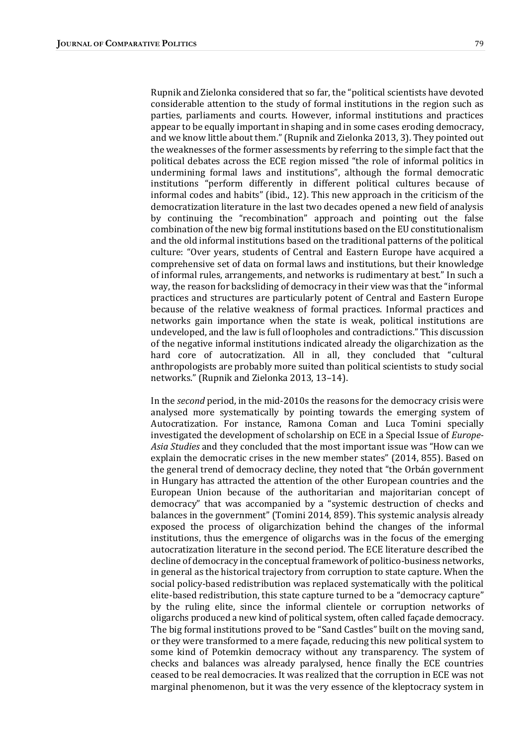Rupnik and Zielonka considered that so far, the "political scientists have devoted considerable attention to the study of formal institutions in the region such as parties, parliaments and courts. However, informal institutions and practices appear to be equally important in shaping and in some cases eroding democracy, and we know little about them." (Rupnik and Zielonka 2013, 3). They pointed out the weaknesses of the former assessments by referring to the simple fact that the political debates across the ECE region missed "the role of informal politics in undermining formal laws and institutions", although the formal democratic institutions "perform differently in different political cultures because of informal codes and habits" (ibid., 12). This new approach in the criticism of the democratization literature in the last two decades opened a new field of analysis by continuing the "recombination" approach and pointing out the false combination of the new big formal institutions based on the EU constitutionalism and the old informal institutions based on the traditional patterns of the political culture: "Over years, students of Central and Eastern Europe have acquired a comprehensive set of data on formal laws and institutions, but their knowledge of informal rules, arrangements, and networks is rudimentary at best." In such a way, the reason for backsliding of democracy in their view was that the "informal practices and structures are particularly potent of Central and Eastern Europe because of the relative weakness of formal practices. Informal practices and networks gain importance when the state is weak, political institutions are undeveloped, and the law is full of loopholes and contradictions." This discussion of the negative informal institutions indicated already the oligarchization as the hard core of autocratization. All in all, they concluded that "cultural anthropologists are probably more suited than political scientists to study social networks." (Rupnik and Zielonka 2013, 13–14).

In the *second* period, in the mid-2010s the reasons for the democracy crisis were analysed more systematically by pointing towards the emerging system of Autocratization. For instance, Ramona Coman and Luca Tomini specially investigated the development of scholarship on ECE in a Special Issue of *Europe-Asia Studies* and they concluded that the most important issue was "How can we explain the democratic crises in the new member states" (2014, 855). Based on the general trend of democracy decline, they noted that "the Orbán government in Hungary has attracted the attention of the other European countries and the European Union because of the authoritarian and majoritarian concept of democracy" that was accompanied by a "systemic destruction of checks and balances in the government" (Tomini 2014, 859). This systemic analysis already exposed the process of oligarchization behind the changes of the informal institutions, thus the emergence of oligarchs was in the focus of the emerging autocratization literature in the second period. The ECE literature described the decline of democracy in the conceptual framework of politico-business networks, in general as the historical trajectory from corruption to state capture. When the social policy-based redistribution was replaced systematically with the political elite-based redistribution, this state capture turned to be a "democracy capture" by the ruling elite, since the informal clientele or corruption networks of oligarchs produced a new kind of political system, often called façade democracy. The big formal institutions proved to be "Sand Castles" built on the moving sand, or they were transformed to a mere façade, reducing this new political system to some kind of Potemkin democracy without any transparency. The system of checks and balances was already paralysed, hence finally the ECE countries ceased to be real democracies. It was realized that the corruption in ECE was not marginal phenomenon, but it was the very essence of the kleptocracy system in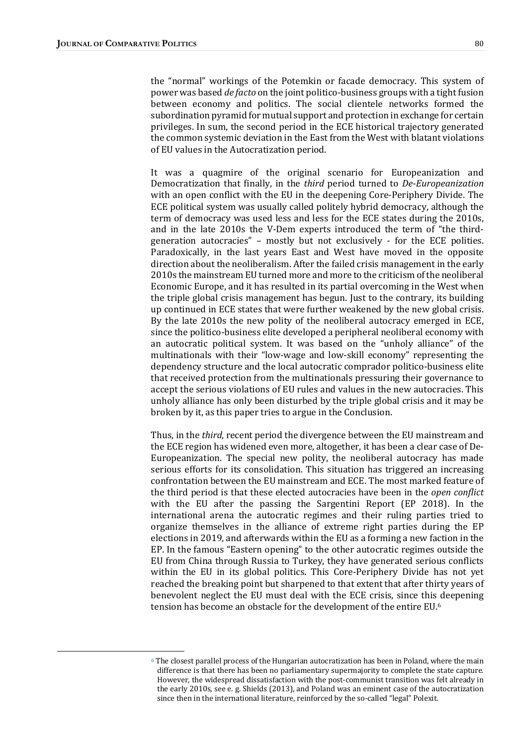the "normal" workings of the Potemkin or facade democracy. This system of power was based *de facto* on the joint politico-business groups with a tight fusion between economy and politics. The social clientele networks formed the subordination pyramid for mutual support and protection in exchange for certain privileges. In sum, the second period in the ECE historical trajectory generated the common systemic deviation in the East from the West with blatant violations of EU values in the Autocratization period.

It was a quagmire of the original scenario for Europeanization and Democratization that finally, in the *third* period turned to *De-Europeanization* with an open conflict with the EU in the deepening Core-Periphery Divide. The ECE political system was usually called politely hybrid democracy, although the term of democracy was used less and less for the ECE states during the 2010s, and in the late 2010s the V-Dem experts introduced the term of "the third-generation autocracies" – mostly but not exclusively - for the ECE polities. Paradoxically, in the last years East and West have moved in the opposite direction about the neoliberalism. After the failed crisis management in the early 2010s the mainstream EU turned more and more to the criticism of the neoliberal Economic Europe, and it has resulted in its partial overcoming in the West when the triple global crisis management has begun. Just to the contrary, its building up continued in ECE states that were further weakened by the new global crisis. By the late 2010s the new polity of the neoliberal autocracy emerged in ECE, since the politico-business elite developed a peripheral neoliberal economy with an autocratic political system. It was based on the "unholy alliance" of the multinationals with their "low-wage and low-skill economy" representing the dependency structure and the local autocratic comprador politico-business elite that received protection from the multinationals pressuring their governance to accept the serious violations of EU rules and values in the new autocracies. This unholy alliance has only been disturbed by the triple global crisis and it may be broken by it, as this paper tries to argue in the Conclusion.

Thus, in the *third*, recent period the divergence between the EU mainstream and the ECE region has widened even more, altogether, it has been a clear case of De-Europeanization. The special new polity, the neoliberal autocracy has made serious efforts for its consolidation. This situation has triggered an increasing confrontation between the EU mainstream and ECE. The most marked feature of the third period is that these elected autocracies have been in the *open conflict* with the EU after the passing the Sargentini Report (EP 2018). In the international arena the autocratic regimes and their ruling parties tried to organize themselves in the alliance of extreme right parties during the EP elections in 2019, and afterwards within the EU as a forming a new faction in the EP. In the famous "Eastern opening" to the other autocratic regimes outside the EU from China through Russia to Turkey, they have generated serious conflicts within the EU in its global politics. This Core-Periphery Divide has not yet reached the breaking point but sharpened to that extent that after thirty years of benevolent neglect the EU must deal with the ECE crisis, since this deepening tension has become an obstacle for the development of the entire EU.[6]

[6] The closest parallel process of the Hungarian autocratization has been in Poland, where the main difference is that there has been no parliamentary supermajority to complete the state capture. However, the widespread dissatisfaction with the post-communist transition was felt already in the early 2010s, see e. g. Shields (2013), and Poland was an eminent case of the autocratization since then in the international literature, reinforced by the so-called "legal" Polexit.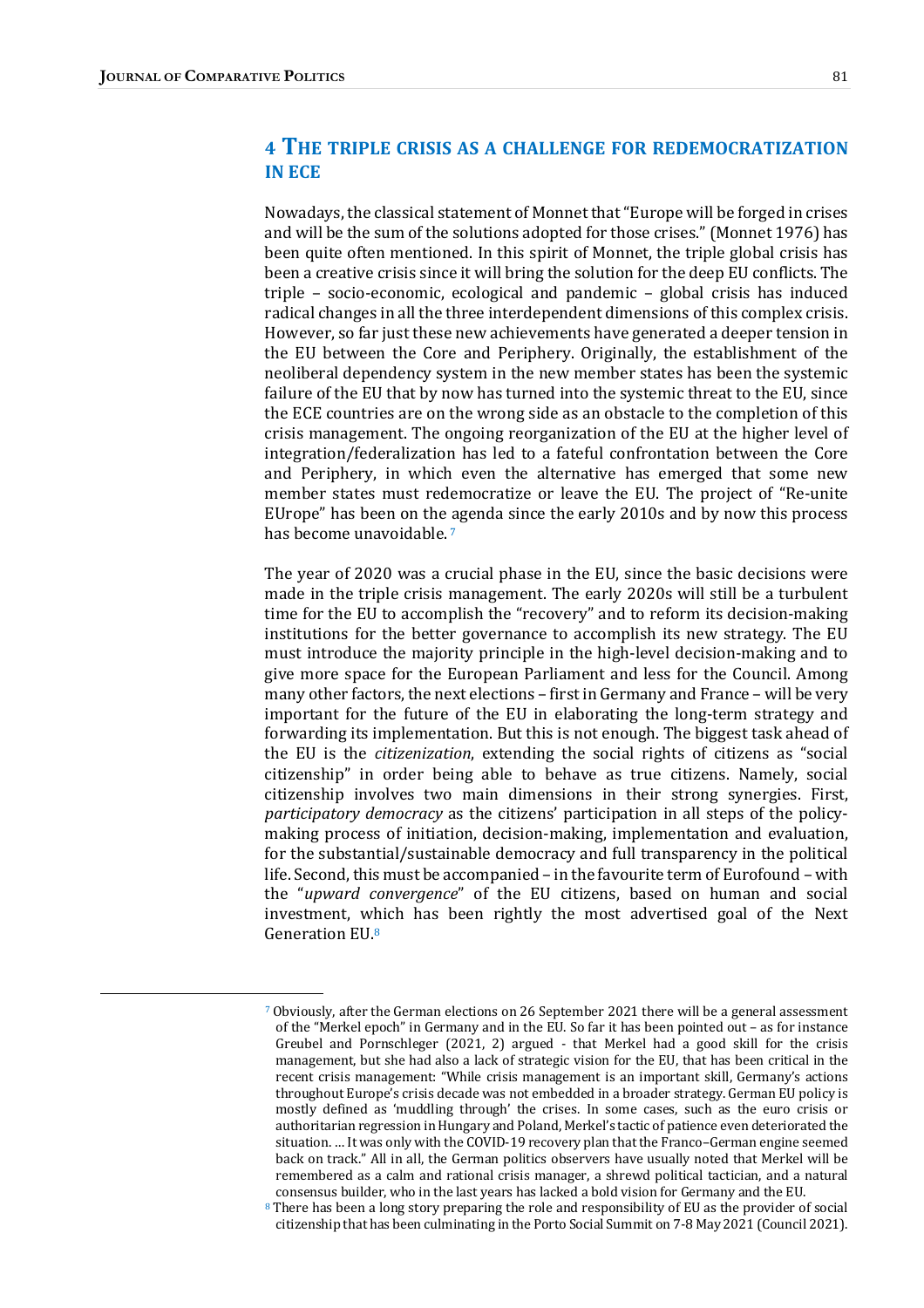## 4 The triple crisis as a challenge for redemocratization in ECE

Nowadays, the classical statement of Monnet that "Europe will be forged in crises and will be the sum of the solutions adopted for those crises." (Monnet 1976) has been quite often mentioned. In this spirit of Monnet, the triple global crisis has been a creative crisis since it will bring the solution for the deep EU conflicts. The triple – socio-economic, ecological and pandemic – global crisis has induced radical changes in all the three interdependent dimensions of this complex crisis. However, so far just these new achievements have generated a deeper tension in the EU between the Core and Periphery. Originally, the establishment of the neoliberal dependency system in the new member states has been the systemic failure of the EU that by now has turned into the systemic threat to the EU, since the ECE countries are on the wrong side as an obstacle to the completion of this crisis management. The ongoing reorganization of the EU at the higher level of integration/federalization has led to a fateful confrontation between the Core and Periphery, in which even the alternative has emerged that some new member states must redemocratize or leave the EU. The project of "Re-unite EUrope" has been on the agenda since the early 2010s and by now this process has become unavoidable.[7]

The year of 2020 was a crucial phase in the EU, since the basic decisions were made in the triple crisis management. The early 2020s will still be a turbulent time for the EU to accomplish the "recovery" and to reform its decision-making institutions for the better governance to accomplish its new strategy. The EU must introduce the majority principle in the high-level decision-making and to give more space for the European Parliament and less for the Council. Among many other factors, the next elections – first in Germany and France – will be very important for the future of the EU in elaborating the long-term strategy and forwarding its implementation. But this is not enough. The biggest task ahead of the EU is the *citizenization*, extending the social rights of citizens as "social citizenship" in order being able to behave as true citizens. Namely, social citizenship involves two main dimensions in their strong synergies. First, *participatory democracy* as the citizens' participation in all steps of the policy-making process of initiation, decision-making, implementation and evaluation, for the substantial/sustainable democracy and full transparency in the political life. Second, this must be accompanied – in the favourite term of Eurofound – with the "*upward convergence*" of the EU citizens, based on human and social investment, which has been rightly the most advertised goal of the Next Generation EU.[8]

---

[7] Obviously, after the German elections on 26 September 2021 there will be a general assessment of the "Merkel epoch" in Germany and in the EU. So far it has been pointed out – as for instance Greubel and Pornschleger (2021, 2) argued - that Merkel had a good skill for the crisis management, but she had also a lack of strategic vision for the EU, that has been critical in the recent crisis management: "While crisis management is an important skill, Germany's actions throughout Europe's crisis decade was not embedded in a broader strategy. German EU policy is mostly defined as 'muddling through' the crises. In some cases, such as the euro crisis or authoritarian regression in Hungary and Poland, Merkel's tactic of patience even deteriorated the situation. … It was only with the COVID-19 recovery plan that the Franco–German engine seemed back on track." All in all, the German politics observers have usually noted that Merkel will be remembered as a calm and rational crisis manager, a shrewd political tactician, and a natural consensus builder, who in the last years has lacked a bold vision for Germany and the EU.

[8] There has been a long story preparing the role and responsibility of EU as the provider of social citizenship that has been culminating in the Porto Social Summit on 7-8 May 2021 (Council 2021).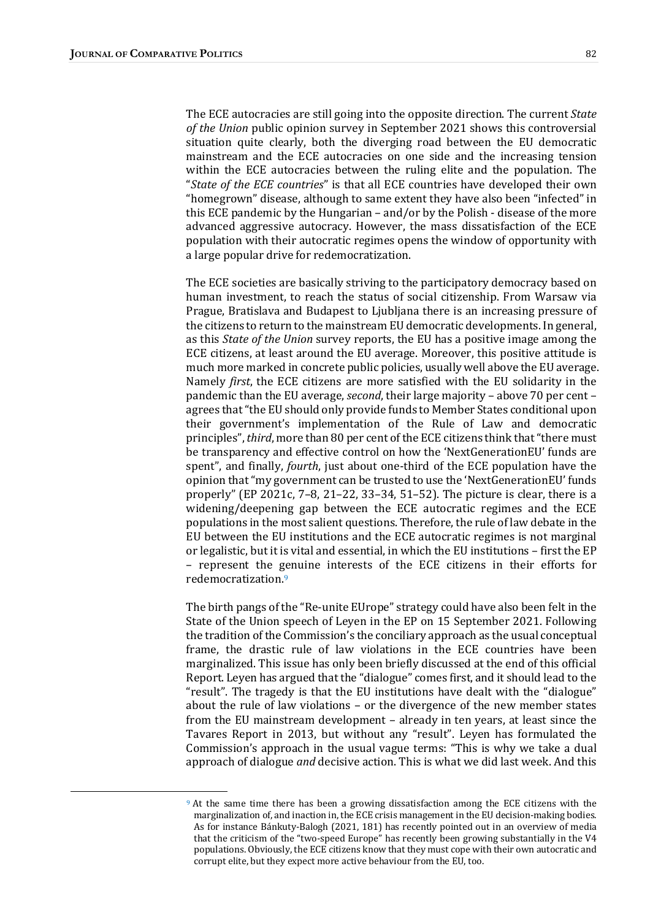The ECE autocracies are still going into the opposite direction. The current *State of the Union* public opinion survey in September 2021 shows this controversial situation quite clearly, both the diverging road between the EU democratic mainstream and the ECE autocracies on one side and the increasing tension within the ECE autocracies between the ruling elite and the population. The "*State of the ECE countries*" is that all ECE countries have developed their own "homegrown" disease, although to same extent they have also been "infected" in this ECE pandemic by the Hungarian – and/or by the Polish - disease of the more advanced aggressive autocracy. However, the mass dissatisfaction of the ECE population with their autocratic regimes opens the window of opportunity with a large popular drive for redemocratization.

The ECE societies are basically striving to the participatory democracy based on human investment, to reach the status of social citizenship. From Warsaw via Prague, Bratislava and Budapest to Ljubljana there is an increasing pressure of the citizens to return to the mainstream EU democratic developments. In general, as this *State of the Union* survey reports, the EU has a positive image among the ECE citizens, at least around the EU average. Moreover, this positive attitude is much more marked in concrete public policies, usually well above the EU average. Namely *first*, the ECE citizens are more satisfied with the EU solidarity in the pandemic than the EU average, *second*, their large majority – above 70 per cent – agrees that "the EU should only provide funds to Member States conditional upon their government's implementation of the Rule of Law and democratic principles", *third*, more than 80 per cent of the ECE citizens think that "there must be transparency and effective control on how the 'NextGenerationEU' funds are spent", and finally, *fourth*, just about one-third of the ECE population have the opinion that "my government can be trusted to use the 'NextGenerationEU' funds properly" (EP 2021c, 7–8, 21–22, 33–34, 51–52). The picture is clear, there is a widening/deepening gap between the ECE autocratic regimes and the ECE populations in the most salient questions. Therefore, the rule of law debate in the EU between the EU institutions and the ECE autocratic regimes is not marginal or legalistic, but it is vital and essential, in which the EU institutions – first the EP – represent the genuine interests of the ECE citizens in their efforts for redemocratization.[9]

The birth pangs of the "Re-unite EUrope" strategy could have also been felt in the State of the Union speech of Leyen in the EP on 15 September 2021. Following the tradition of the Commission's the conciliary approach as the usual conceptual frame, the drastic rule of law violations in the ECE countries have been marginalized. This issue has only been briefly discussed at the end of this official Report. Leyen has argued that the "dialogue" comes first, and it should lead to the "result". The tragedy is that the EU institutions have dealt with the "dialogue" about the rule of law violations – or the divergence of the new member states from the EU mainstream development – already in ten years, at least since the Tavares Report in 2013, but without any "result". Leyen has formulated the Commission's approach in the usual vague terms: "This is why we take a dual approach of dialogue *and* decisive action. This is what we did last week. And this

---

[9] At the same time there has been a growing dissatisfaction among the ECE citizens with the marginalization of, and inaction in, the ECE crisis management in the EU decision-making bodies. As for instance Bánkuty-Balogh (2021, 181) has recently pointed out in an overview of media that the criticism of the "two-speed Europe" has recently been growing substantially in the V4 populations. Obviously, the ECE citizens know that they must cope with their own autocratic and corrupt elite, but they expect more active behaviour from the EU, too.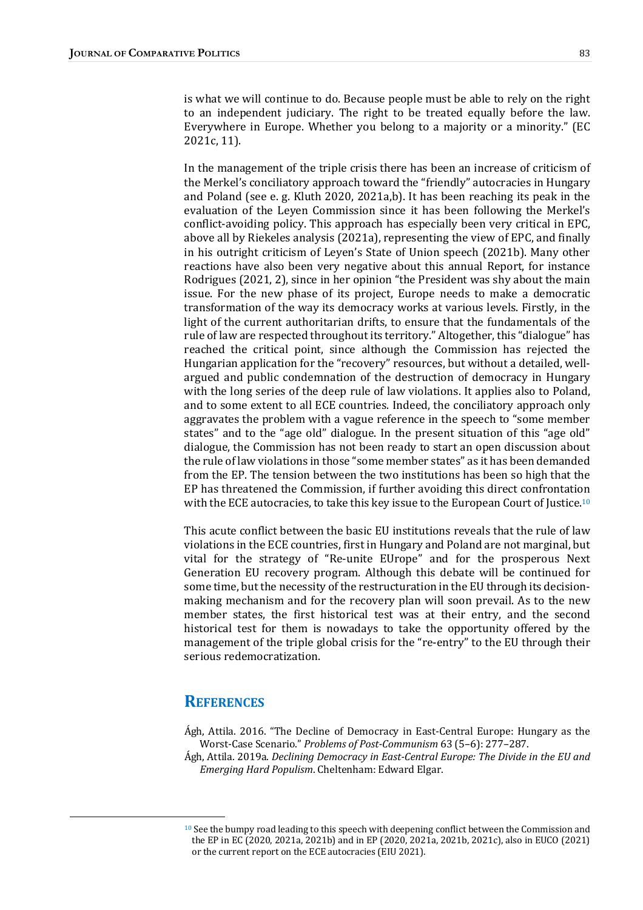is what we will continue to do. Because people must be able to rely on the right to an independent judiciary. The right to be treated equally before the law. Everywhere in Europe. Whether you belong to a majority or a minority." (EC 2021c, 11).

In the management of the triple crisis there has been an increase of criticism of the Merkel's conciliatory approach toward the "friendly" autocracies in Hungary and Poland (see e. g. Kluth 2020, 2021a,b). It has been reaching its peak in the evaluation of the Leyen Commission since it has been following the Merkel's conflict-avoiding policy. This approach has especially been very critical in EPC, above all by Riekeles analysis (2021a), representing the view of EPC, and finally in his outright criticism of Leyen's State of Union speech (2021b). Many other reactions have also been very negative about this annual Report, for instance Rodrigues (2021, 2), since in her opinion "the President was shy about the main issue. For the new phase of its project, Europe needs to make a democratic transformation of the way its democracy works at various levels. Firstly, in the light of the current authoritarian drifts, to ensure that the fundamentals of the rule of law are respected throughout its territory." Altogether, this "dialogue" has reached the critical point, since although the Commission has rejected the Hungarian application for the "recovery" resources, but without a detailed, well-argued and public condemnation of the destruction of democracy in Hungary with the long series of the deep rule of law violations. It applies also to Poland, and to some extent to all ECE countries. Indeed, the conciliatory approach only aggravates the problem with a vague reference in the speech to "some member states" and to the "age old" dialogue. In the present situation of this "age old" dialogue, the Commission has not been ready to start an open discussion about the rule of law violations in those "some member states" as it has been demanded from the EP. The tension between the two institutions has been so high that the EP has threatened the Commission, if further avoiding this direct confrontation with the ECE autocracies, to take this key issue to the European Court of Justice.[10]

This acute conflict between the basic EU institutions reveals that the rule of law violations in the ECE countries, first in Hungary and Poland are not marginal, but vital for the strategy of "Re-unite EUrope" and for the prosperous Next Generation EU recovery program. Although this debate will be continued for some time, but the necessity of the restructuration in the EU through its decision-making mechanism and for the recovery plan will soon prevail. As to the new member states, the first historical test was at their entry, and the second historical test for them is nowadays to take the opportunity offered by the management of the triple global crisis for the "re-entry" to the EU through their serious redemocratization.

## References

Ágh, Attila. 2016. "The Decline of Democracy in East-Central Europe: Hungary as the Worst-Case Scenario." *Problems of Post-Communism* 63 (5–6): 277–287.

Ágh, Attila. 2019a. *Declining Democracy in East-Central Europe: The Divide in the EU and Emerging Hard Populism*. Cheltenham: Edward Elgar.

---

[10] See the bumpy road leading to this speech with deepening conflict between the Commission and the EP in EC (2020, 2021a, 2021b) and in EP (2020, 2021a, 2021b, 2021c), also in EUCO (2021) or the current report on the ECE autocracies (EIU 2021).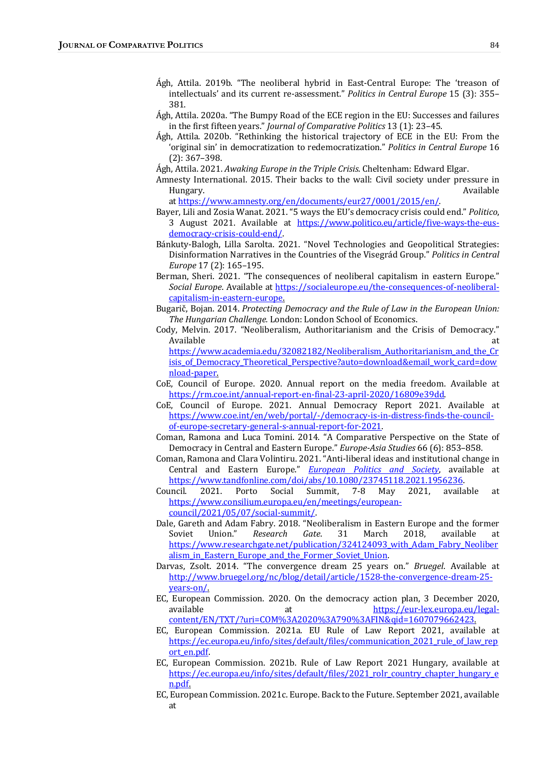Ágh, Attila. 2019b. “The neoliberal hybrid in East-Central Europe: The ‘treason of intellectuals’ and its current re-assessment.” *Politics in Central Europe* 15 (3): 355–381.

Ágh, Attila. 2020a. “The Bumpy Road of the ECE region in the EU: Successes and failures in the first fifteen years.” *Journal of Comparative Politics* 13 (1): 23–45.

Ágh, Attila. 2020b. “Rethinking the historical trajectory of ECE in the EU: From the ‘original sin’ in democratization to redemocratization.” *Politics in Central Europe* 16 (2): 367–398.

Ágh, Attila. 2021. *Awaking Europe in the Triple Crisis*. Cheltenham: Edward Elgar.

Amnesty International. 2015. Their backs to the wall: Civil society under pressure in Hungary. Available at https://www.amnesty.org/en/documents/eur27/0001/2015/en/.

Bayer, Lili and Zosia Wanat. 2021. “5 ways the EU’s democracy crisis could end.” *Politico*, 3 August 2021. Available at https://www.politico.eu/article/five-ways-the-eus-democracy-crisis-could-end/.

Bánkuty-Balogh, Lilla Sarolta. 2021. “Novel Technologies and Geopolitical Strategies: Disinformation Narratives in the Countries of the Visegrád Group.” *Politics in Central Europe* 17 (2): 165–195.

Berman, Sheri. 2021. “The consequences of neoliberal capitalism in eastern Europe.” *Social Europe*. Available at https://socialeurope.eu/the-consequences-of-neoliberal-capitalism-in-eastern-europe.

Bugarič, Bojan. 2014. *Protecting Democracy and the Rule of Law in the European Union: The Hungarian Challenge.* London: London School of Economics.

Cody, Melvin. 2017. “Neoliberalism, Authoritarianism and the Crisis of Democracy.” Available at https://www.academia.edu/32082182/Neoliberalism_Authoritarianism_and_the_Crisis_of_Democracy_Theoretical_Perspective?auto=download&email_work_card=download-paper.

CoE, Council of Europe. 2020. Annual report on the media freedom. Available at https://rm.coe.int/annual-report-en-final-23-april-2020/16809e39dd.

CoE, Council of Europe. 2021. Annual Democracy Report 2021. Available at https://www.coe.int/en/web/portal/-/democracy-is-in-distress-finds-the-council-of-europe-secretary-general-s-annual-report-for-2021.

Coman, Ramona and Luca Tomini. 2014. “A Comparative Perspective on the State of Democracy in Central and Eastern Europe.” *Europe-Asia Studies* 66 (6): 853–858.

Coman, Ramona and Clara Volintiru. 2021. “Anti-liberal ideas and institutional change in Central and Eastern Europe.” *European Politics and Society*, available at https://www.tandfonline.com/doi/abs/10.1080/23745118.2021.1956236.

Council. 2021. Porto Social Summit, 7-8 May 2021, available at https://www.consilium.europa.eu/en/meetings/european-council/2021/05/07/social-summit/.

Dale, Gareth and Adam Fabry. 2018. “Neoliberalism in Eastern Europe and the former Soviet Union.” *Research Gate*. 31 March 2018, available at https://www.researchgate.net/publication/324124093_with_Adam_Fabry_Neoliberalism_in_Eastern_Europe_and_the_Former_Soviet_Union.

Darvas, Zsolt. 2014. “The convergence dream 25 years on.” *Bruegel*. Available at http://www.bruegel.org/nc/blog/detail/article/1528-the-convergence-dream-25-years-on/.

EC, European Commission. 2020. On the democracy action plan, 3 December 2020, available at https://eur-lex.europa.eu/legal-content/EN/TXT/?uri=COM%3A2020%3A790%3AFIN&qid=1607079662423.

EC, European Commission. 2021a. EU Rule of Law Report 2021, available at https://ec.europa.eu/info/sites/default/files/communication_2021_rule_of_law_report_en.pdf.

EC, European Commission. 2021b. Rule of Law Report 2021 Hungary, available at https://ec.europa.eu/info/sites/default/files/2021_rolr_country_chapter_hungary_en.pdf.

EC, European Commission. 2021c. Europe. Back to the Future. September 2021, available at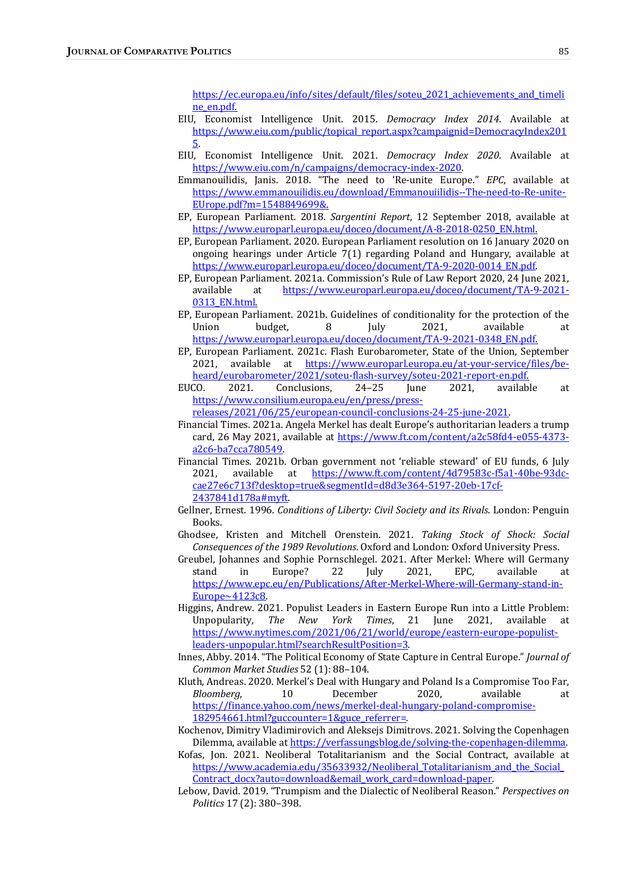https://ec.europa.eu/info/sites/default/files/soteu_2021_achievements_and_timeline_en.pdf.

EIU, Economist Intelligence Unit. 2015. *Democracy Index 2014*. Available at https://www.eiu.com/public/topical_report.aspx?campaignid=DemocracyIndex2015.

EIU, Economist Intelligence Unit. 2021. *Democracy Index 2020*. Available at https://www.eiu.com/n/campaigns/democracy-index-2020.

Emmanouilidis, Janis. 2018. "The need to 'Re-unite Europe." *EPC*, available at https://www.emmanouilidis.eu/download/Emmanouiilidis--The-need-to-Re-unite-EUrope.pdf?m=1548849699&.

EP, European Parliament. 2018. *Sargentini Report*, 12 September 2018, available at https://www.europarl.europa.eu/doceo/document/A-8-2018-0250_EN.html.

EP, European Parliament. 2020. European Parliament resolution on 16 January 2020 on ongoing hearings under Article 7(1) regarding Poland and Hungary, available at https://www.europarl.europa.eu/doceo/document/TA-9-2020-0014_EN.pdf.

EP, European Parliament. 2021a. Commission's Rule of Law Report 2020, 24 June 2021, available at https://www.europarl.europa.eu/doceo/document/TA-9-2021-0313_EN.html.

EP, European Parliament. 2021b. Guidelines of conditionality for the protection of the Union budget, 8 July 2021, available at https://www.europarl.europa.eu/doceo/document/TA-9-2021-0348_EN.pdf.

EP, European Parliament. 2021c. Flash Eurobarometer, State of the Union, September 2021, available at https://www.europarl.europa.eu/at-your-service/files/be-heard/eurobarometer/2021/soteu-flash-survey/soteu-2021-report-en.pdf.

EUCO. 2021. Conclusions, 24–25 June 2021, available at https://www.consilium.europa.eu/en/press/press-releases/2021/06/25/european-council-conclusions-24-25-june-2021.

Financial Times. 2021a. Angela Merkel has dealt Europe's authoritarian leaders a trump card, 26 May 2021, available at https://www.ft.com/content/a2c58fd4-e055-4373-a2c6-ba7cca780549.

Financial Times. 2021b. Orban government not 'reliable steward' of EU funds, 6 July 2021, available at https://www.ft.com/content/4d79583c-f5a1-40be-93dc-cae27e6c713f?desktop=true&segmentId=d8d3e364-5197-20eb-17cf-2437841d178a#myft.

Gellner, Ernest. 1996. *Conditions of Liberty: Civil Society and its Rivals*. London: Penguin Books.

Ghodsee, Kristen and Mitchell Orenstein. 2021. *Taking Stock of Shock: Social Consequences of the 1989 Revolutions*. Oxford and London: Oxford University Press.

Greubel, Johannes and Sophie Pornschlegel. 2021. After Merkel: Where will Germany stand in Europe? 22 July 2021, EPC, available at https://www.epc.eu/en/Publications/After-Merkel-Where-will-Germany-stand-in-Europe~4123c8.

Higgins, Andrew. 2021. Populist Leaders in Eastern Europe Run into a Little Problem: Unpopularity, *The New York Times*, 21 June 2021, available at https://www.nytimes.com/2021/06/21/world/europe/eastern-europe-populist-leaders-unpopular.html?searchResultPosition=3.

Innes, Abby. 2014. "The Political Economy of State Capture in Central Europe." *Journal of Common Market Studies* 52 (1): 88–104.

Kluth, Andreas. 2020. Merkel's Deal with Hungary and Poland Is a Compromise Too Far, *Bloomberg*, 10 December 2020, available at https://finance.yahoo.com/news/merkel-deal-hungary-poland-compromise-182954661.html?guccounter=1&guce_referrer=.

Kochenov, Dimitry Vladimirovich and Aleksejs Dimitrovs. 2021. Solving the Copenhagen Dilemma, available at https://verfassungsblog.de/solving-the-copenhagen-dilemma.

Kofas, Jon. 2021. Neoliberal Totalitarianism and the Social Contract, available at https://www.academia.edu/35633932/Neoliberal_Totalitarianism_and_the_Social_Contract_docx?auto=download&email_work_card=download-paper.

Lebow, David. 2019. "Trumpism and the Dialectic of Neoliberal Reason." *Perspectives on Politics* 17 (2): 380–398.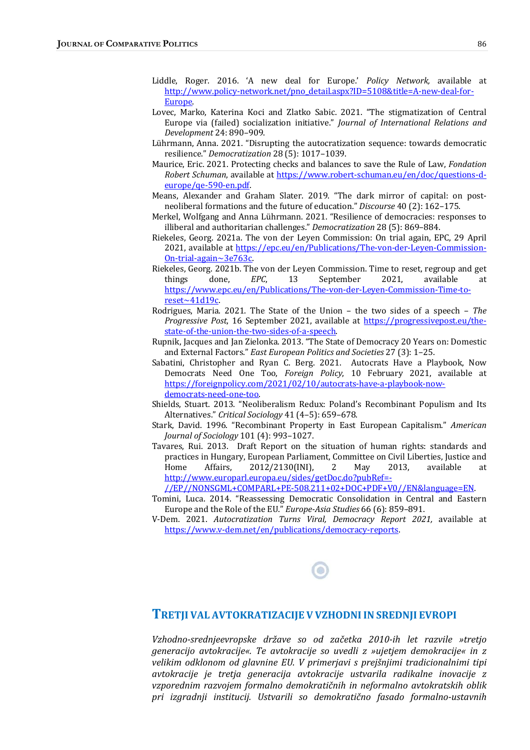Liddle, Roger. 2016. 'A new deal for Europe.' *Policy Network,* available at http://www.policy-network.net/pno_detail.aspx?ID=5108&title=A-new-deal-for-Europe.

Lovec, Marko, Katerina Koci and Zlatko Sabic. 2021. "The stigmatization of Central Europe via (failed) socialization initiative." *Journal of International Relations and Development* 24: 890–909.

Lührmann, Anna. 2021. "Disrupting the autocratization sequence: towards democratic resilience." *Democratization* 28 (5): 1017–1039.

Maurice, Eric. 2021. Protecting checks and balances to save the Rule of Law, *Fondation Robert Schuman*, available at https://www.robert-schuman.eu/en/doc/questions-d-europe/qe-590-en.pdf.

Means, Alexander and Graham Slater. 2019. "The dark mirror of capital: on post-neoliberal formations and the future of education." *Discourse* 40 (2): 162–175.

Merkel, Wolfgang and Anna Lührmann. 2021. "Resilience of democracies: responses to illiberal and authoritarian challenges." *Democratization* 28 (5): 869–884.

Riekeles, Georg. 2021a. The von der Leyen Commission: On trial again, EPC, 29 April 2021, available at https://epc.eu/en/Publications/The-von-der-Leyen-Commission-On-trial-again~3e763c.

Riekeles, Georg. 2021b. The von der Leyen Commission. Time to reset, regroup and get things done, *EPC*, 13 September 2021, available at https://www.epc.eu/en/Publications/The-von-der-Leyen-Commission-Time-to-reset~41d19c.

Rodrigues, Maria. 2021. The State of the Union – the two sides of a speech – *The Progressive Post*, 16 September 2021, available at https://progressivepost.eu/the-state-of-the-union-the-two-sides-of-a-speech.

Rupnik, Jacques and Jan Zielonka. 2013. "The State of Democracy 20 Years on: Domestic and External Factors." *East European Politics and Societies* 27 (3): 1–25.

Sabatini, Christopher and Ryan C. Berg. 2021. Autocrats Have a Playbook, Now Democrats Need One Too, *Foreign Policy*, 10 February 2021, available at https://foreignpolicy.com/2021/02/10/autocrats-have-a-playbook-now-democrats-need-one-too.

Shields, Stuart. 2013. "Neoliberalism Redux: Poland's Recombinant Populism and Its Alternatives." *Critical Sociology* 41 (4–5): 659–678.

Stark, David. 1996. "Recombinant Property in East European Capitalism." *American Journal of Sociology* 101 (4): 993–1027.

Tavares, Rui. 2013. Draft Report on the situation of human rights: standards and practices in Hungary, European Parliament, Committee on Civil Liberties, Justice and Home Affairs, 2012/2130(INI), 2 May 2013, available at http://www.europarl.europa.eu/sides/getDoc.do?pubRef=-//EP//NONSGML+COMPARL+PE-508.211+02+DOC+PDF+V0//EN&language=EN.

Tomini, Luca. 2014. "Reassessing Democratic Consolidation in Central and Eastern Europe and the Role of the EU." *Europe-Asia Studies* 66 (6): 859–891.

V-Dem. 2021. *Autocratization Turns Viral, Democracy Report 2021*, available at https://www.v-dem.net/en/publications/democracy-reports.

## TRETJI VAL AVTOKRATIZACIJE V VZHODNI IN SREDNJI EVROPI

*Vzhodno-srednjeevropske države so od začetka 2010-ih let razvile »tretjo generacijo avtokracije«. Te avtokracije so uvedli z »ujetjem demokracije« in z velikim odklonom od glavnine EU. V primerjavi s prejšnjimi tradicionalnimi tipi avtokracije je tretja generacija avtokracije ustvarila radikalne inovacije z vzporednim razvojem formalno demokratičnih in neformalno avtokratskih oblik pri izgradnji institucij. Ustvarili so demokratično fasado formalno-ustavnih*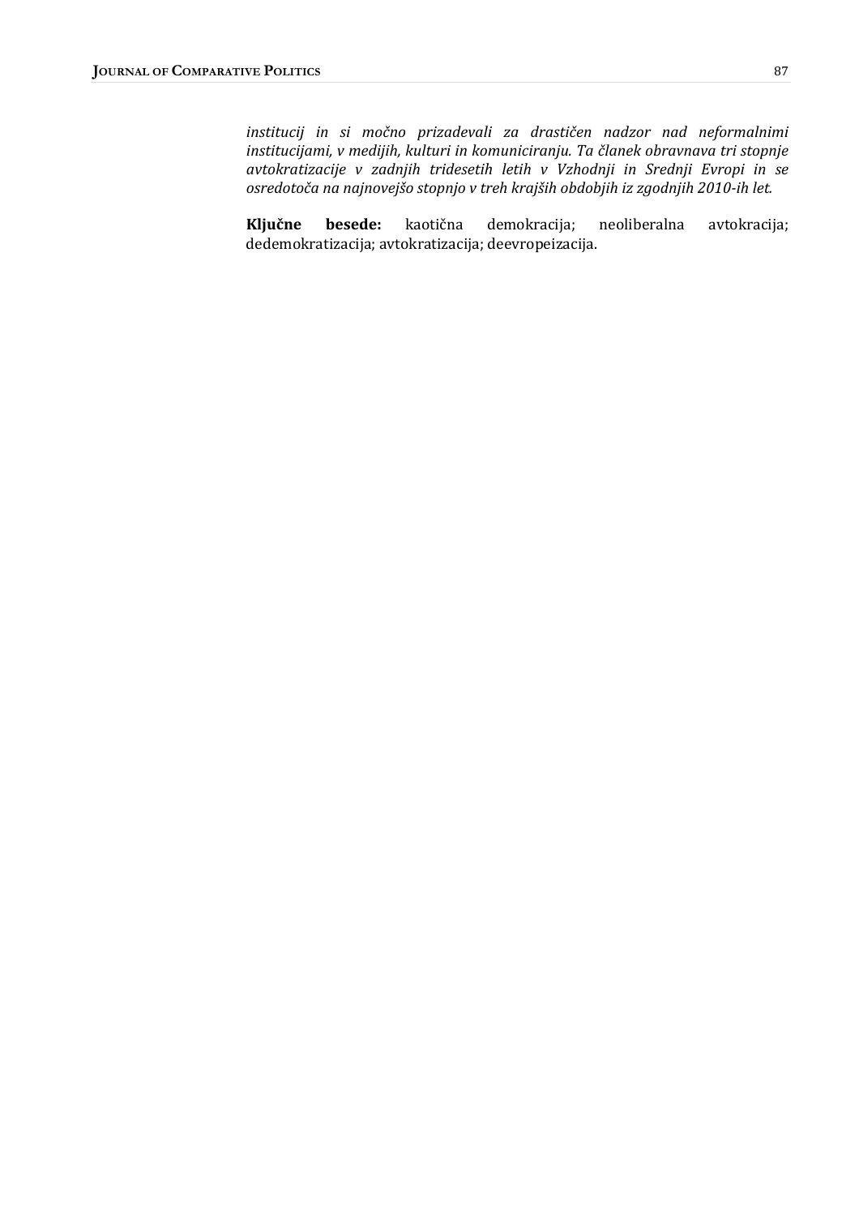*institucij in si močno prizadevali za drastičen nadzor nad neformalnimi institucijami, v medijih, kulturi in komuniciranju. Ta članek obravnava tri stopnje avtokratizacije v zadnjih tridesetih letih v Vzhodnji in Srednji Evropi in se osredotoča na najnovejšo stopnjo v treh krajših obdobjih iz zgodnjih 2010-ih let.*

**Ključne besede:** kaotična demokracija; neoliberalna avtokracija; dedemokratizacija; avtokratizacija; deevropeizacija.